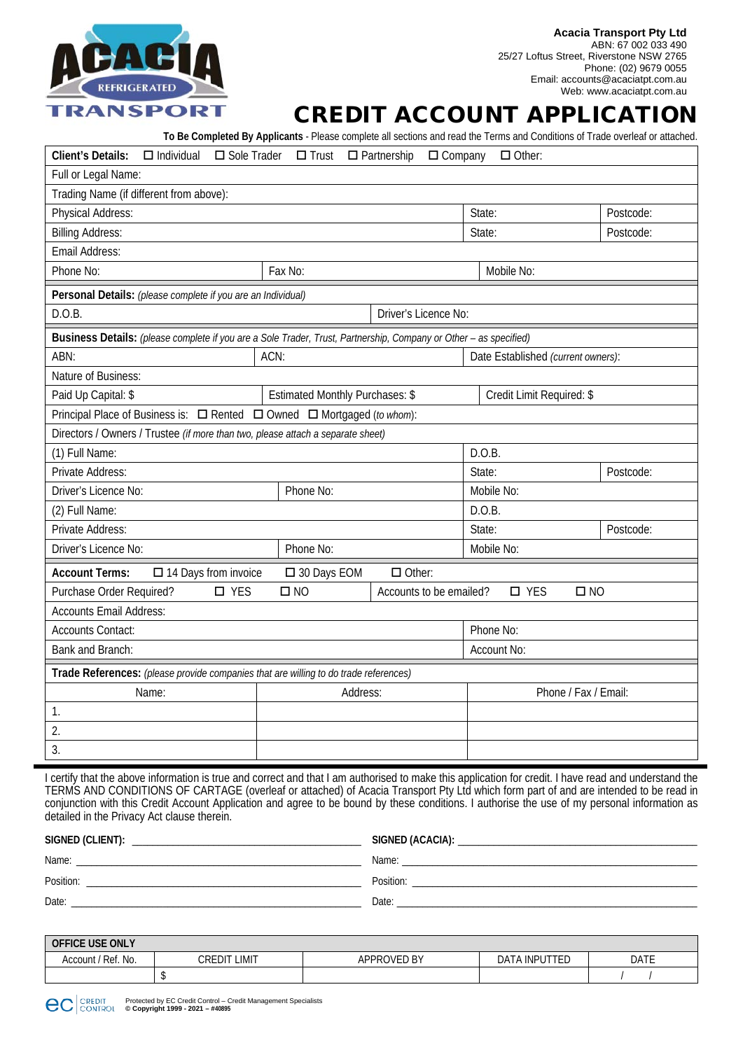**Acacia Transport Pty Ltd**
ABN: 67 002 033 490
25/27 Loftus Street, Riverstone NSW 2765
Phone: (02) 9679 0055
Email: accounts@acaciatpt.com.au
Web: www.acaciatpt.com.au

# CREDIT ACCOUNT APPLICATION

**To Be Completed By Applicants** - Please complete all sections and read the Terms and Conditions of Trade overleaf or attached.

**Client's Details:** ☐ Individual ☐ Sole Trader ☐ Trust ☐ Partnership ☐ Company ☐ Other:

| | | |
|---|---|---|
| Full or Legal Name: | | |
| Trading Name (if different from above): | | |
| Physical Address: | State: | Postcode: |
| Billing Address: | State: | Postcode: |
| Email Address: | | |
| Phone No: | Fax No: | Mobile No: |

**Personal Details:** *(please complete if you are an Individual)*

| | |
|---|---|
| D.O.B. | Driver's Licence No: |

**Business Details:** *(please complete if you are a Sole Trader, Trust, Partnership, Company or Other – as specified)*

| | | |
|---|---|---|
| ABN: | ACN: | Date Established *(current owners)*: |
| Nature of Business: | | |
| Paid Up Capital: $ | Estimated Monthly Purchases: $ | Credit Limit Required: $ |

Principal Place of Business is: ☐ Rented ☐ Owned ☐ Mortgaged *(to whom)*:

Directors / Owners / Trustee *(if more than two, please attach a separate sheet)*

| | | | |
|---|---|---|---|
| (1) Full Name: | | D.O.B. | |
| Private Address: | | State: | Postcode: |
| Driver's Licence No: | Phone No: | Mobile No: | |
| (2) Full Name: | | D.O.B. | |
| Private Address: | | State: | Postcode: |
| Driver's Licence No: | Phone No: | Mobile No: | |

**Account Terms:** ☐ 14 Days from invoice ☐ 30 Days EOM ☐ Other:

| | |
|---|---|
| Purchase Order Required? ☐ YES ☐ NO | Accounts to be emailed? ☐ YES ☐ NO |
| Accounts Email Address: | |
| Accounts Contact: | Phone No: |
| Bank and Branch: | Account No: |

**Trade References:** *(please provide companies that are willing to do trade references)*

| Name: | Address: | Phone / Fax / Email: |
|---|---|---|
| 1. | | |
| 2. | | |
| 3. | | |

I certify that the above information is true and correct and that I am authorised to make this application for credit. I have read and understand the TERMS AND CONDITIONS OF CARTAGE (overleaf or attached) of Acacia Transport Pty Ltd which form part of and are intended to be read in conjunction with this Credit Account Application and agree to be bound by these conditions. I authorise the use of my personal information as detailed in the Privacy Act clause therein.

| | |
|---|---|
| **SIGNED (CLIENT):** ______________________ | **SIGNED (ACACIA):** ______________________ |
| Name: ______________________ | Name: ______________________ |
| Position: ______________________ | Position: ______________________ |
| Date: ______________________ | Date: ______________________ |

**OFFICE USE ONLY**

| Account / Ref. No. | CREDIT LIMIT | APPROVED BY | DATA INPUTTED | DATE |
|---|---|---|---|---|
| | $ | | | / / |

Protected by EC Credit Control – Credit Management Specialists
**© Copyright 1999 - 2021 – #40895**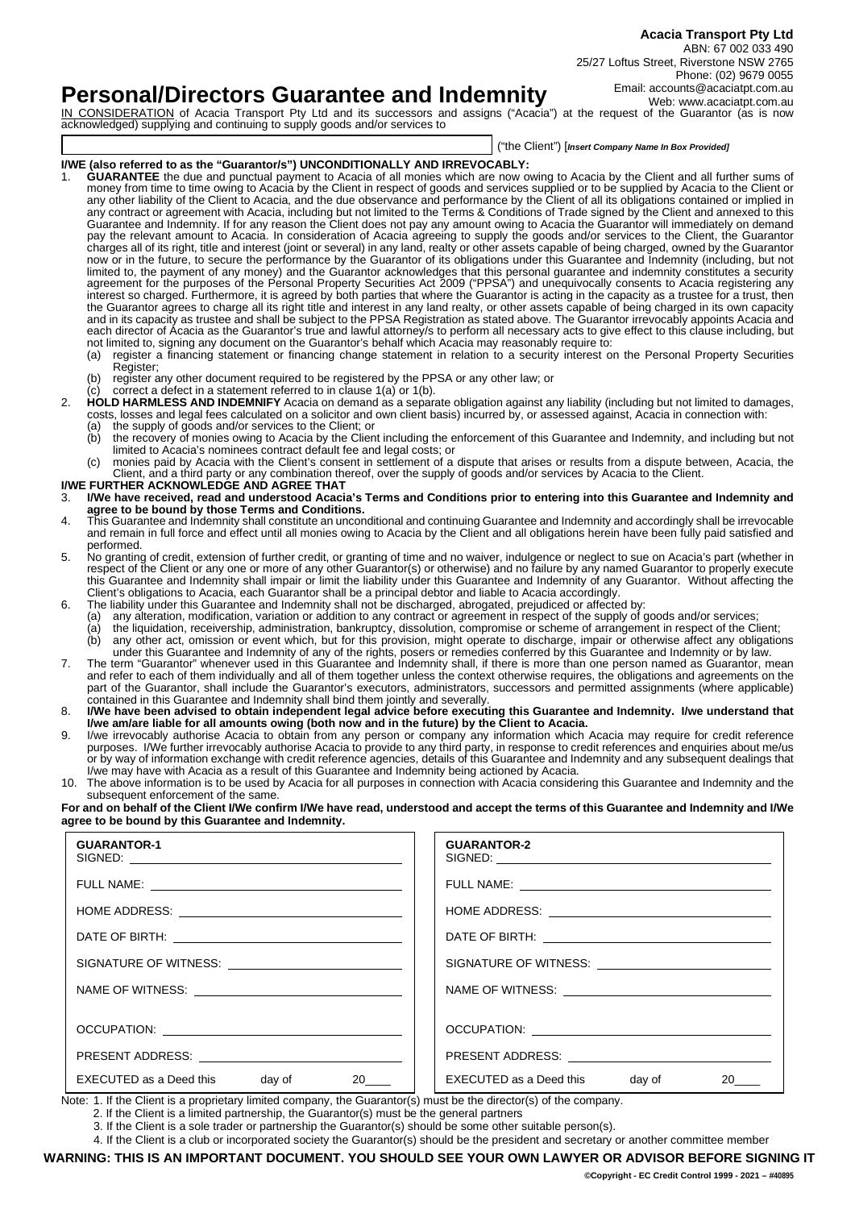**Acacia Transport Pty Ltd**
ABN: 67 002 033 490
25/27 Loftus Street, Riverstone NSW 2765
Phone: (02) 9679 0055
Email: accounts@acaciatpt.com.au
Web: www.acaciatpt.com.au

# Personal/Directors Guarantee and Indemnity

IN CONSIDERATION of Acacia Transport Pty Ltd and its successors and assigns ("Acacia") at the request of the Guarantor (as is now acknowledged) supplying and continuing to supply goods and/or services to

______________________________________________ ("the Client") [*Insert Company Name In Box Provided*]

**I/WE (also referred to as the "Guarantor/s") UNCONDITIONALLY AND IRREVOCABLY:**

1. **GUARANTEE** the due and punctual payment to Acacia of all monies which are now owing to Acacia by the Client and all further sums of money from time to time owing to Acacia by the Client in respect of goods and services supplied or to be supplied by Acacia to the Client or any other liability of the Client to Acacia, and the due observance and performance by the Client of all its obligations contained or implied in any contract or agreement with Acacia, including but not limited to the Terms & Conditions of Trade signed by the Client and annexed to this Guarantee and Indemnity. If for any reason the Client does not pay any amount owing to Acacia the Guarantor will immediately on demand pay the relevant amount to Acacia. In consideration of Acacia agreeing to supply the goods and/or services to the Client, the Guarantor charges all of its right, title and interest (joint or several) in any land, realty or other assets capable of being charged, owned by the Guarantor now or in the future, to secure the performance by the Guarantor of its obligations under this Guarantee and Indemnity (including, but not limited to, the payment of any money) and the Guarantor acknowledges that this personal guarantee and indemnity constitutes a security agreement for the purposes of the Personal Property Securities Act 2009 ("PPSA") and unequivocally consents to Acacia registering any interest so charged. Furthermore, it is agreed by both parties that where the Guarantor is acting in the capacity as a trustee for a trust, then the Guarantor agrees to charge all its right title and interest in any land realty, or other assets capable of being charged in its own capacity and in its capacity as trustee and shall be subject to the PPSA Registration as stated above. The Guarantor irrevocably appoints Acacia and each director of Acacia as the Guarantor's true and lawful attorney/s to perform all necessary acts to give effect to this clause including, but not limited to, signing any document on the Guarantor's behalf which Acacia may reasonably require to:
   (a) register a financing statement or financing change statement in relation to a security interest on the Personal Property Securities Register;
   (b) register any other document required to be registered by the PPSA or any other law; or
   (c) correct a defect in a statement referred to in clause 1(a) or 1(b).
2. **HOLD HARMLESS AND INDEMNIFY** Acacia on demand as a separate obligation against any liability (including but not limited to damages, costs, losses and legal fees calculated on a solicitor and own client basis) incurred by, or assessed against, Acacia in connection with:
   (a) the supply of goods and/or services to the Client; or
   (b) the recovery of monies owing to Acacia by the Client including the enforcement of this Guarantee and Indemnity, and including but not limited to Acacia's nominees contract default fee and legal costs; or
   (c) monies paid by Acacia with the Client's consent in settlement of a dispute that arises or results from a dispute between, Acacia, the Client, and a third party or any combination thereof, over the supply of goods and/or services by Acacia to the Client.

**I/WE FURTHER ACKNOWLEDGE AND AGREE THAT**

3. **I/We have received, read and understood Acacia's Terms and Conditions prior to entering into this Guarantee and Indemnity and agree to be bound by those Terms and Conditions.**
4. This Guarantee and Indemnity shall constitute an unconditional and continuing Guarantee and Indemnity and accordingly shall be irrevocable and remain in full force and effect until all monies owing to Acacia by the Client and all obligations herein have been fully paid satisfied and performed.
5. No granting of credit, extension of further credit, or granting of time and no waiver, indulgence or neglect to sue on Acacia's part (whether in respect of the Client or any one or more of any other Guarantor(s) or otherwise) and no failure by any named Guarantor to properly execute this Guarantee and Indemnity shall impair or limit the liability under this Guarantee and Indemnity of any Guarantor. Without affecting the Client's obligations to Acacia, each Guarantor shall be a principal debtor and liable to Acacia accordingly.
6. The liability under this Guarantee and Indemnity shall not be discharged, abrogated, prejudiced or affected by:
   (a) any alteration, modification, variation or addition to any contract or agreement in respect of the supply of goods and/or services;
   (a) the liquidation, receivership, administration, bankruptcy, dissolution, compromise or scheme of arrangement in respect of the Client;
   (b) any other act, omission or event which, but for this provision, might operate to discharge, impair or otherwise affect any obligations under this Guarantee and Indemnity of any of the rights, posers or remedies conferred by this Guarantee and Indemnity or by law.
7. The term "Guarantor" whenever used in this Guarantee and Indemnity shall, if there is more than one person named as Guarantor, mean and refer to each of them individually and all of them together unless the context otherwise requires, the obligations and agreements on the part of the Guarantor, shall include the Guarantor's executors, administrators, successors and permitted assignments (where applicable) contained in this Guarantee and Indemnity shall bind them jointly and severally.
8. **I/We have been advised to obtain independent legal advice before executing this Guarantee and Indemnity. I/we understand that I/we am/are liable for all amounts owing (both now and in the future) by the Client to Acacia.**
9. I/we irrevocably authorise Acacia to obtain from any person or company any information which Acacia may require for credit reference purposes. I/We further irrevocably authorise Acacia to provide to any third party, in response to credit references and enquiries about me/us or by way of information exchange with credit reference agencies, details of this Guarantee and Indemnity and any subsequent dealings that I/We may have with Acacia as a result of this Guarantee and Indemnity being actioned by Acacia.
10. The above information is to be used by Acacia for all purposes in connection with Acacia considering this Guarantee and Indemnity and the subsequent enforcement of the same.

**For and on behalf of the Client I/We confirm I/We have read, understood and accept the terms of this Guarantee and Indemnity and I/We agree to be bound by this Guarantee and Indemnity.**

| **GUARANTOR-1** | **GUARANTOR-2** |
|---|---|
| SIGNED: ______________ | SIGNED: ______________ |
| FULL NAME: ______________ | FULL NAME: ______________ |
| HOME ADDRESS: ______________ | HOME ADDRESS: ______________ |
| DATE OF BIRTH: ______________ | DATE OF BIRTH: ______________ |
| SIGNATURE OF WITNESS: ______________ | SIGNATURE OF WITNESS: ______________ |
| NAME OF WITNESS: ______________ | NAME OF WITNESS: ______________ |
| OCCUPATION: ______________ | OCCUPATION: ______________ |
| PRESENT ADDRESS: ______________ | PRESENT ADDRESS: ______________ |
| EXECUTED as a Deed this ____ day of ____ 20____ | EXECUTED as a Deed this ____ day of ____ 20____ |

Note: 1. If the Client is a proprietary limited company, the Guarantor(s) must be the director(s) of the company.
2. If the Client is a limited partnership, the Guarantor(s) must be the general partners
3. If the Client is a sole trader or partnership the Guarantor(s) should be some other suitable person(s).
4. If the Client is a club or incorporated society the Guarantor(s) should be the president and secretary or another committee member

**WARNING: THIS IS AN IMPORTANT DOCUMENT. YOU SHOULD SEE YOUR OWN LAWYER OR ADVISOR BEFORE SIGNING IT**

©Copyright - EC Credit Control 1999 - 2021 – #40895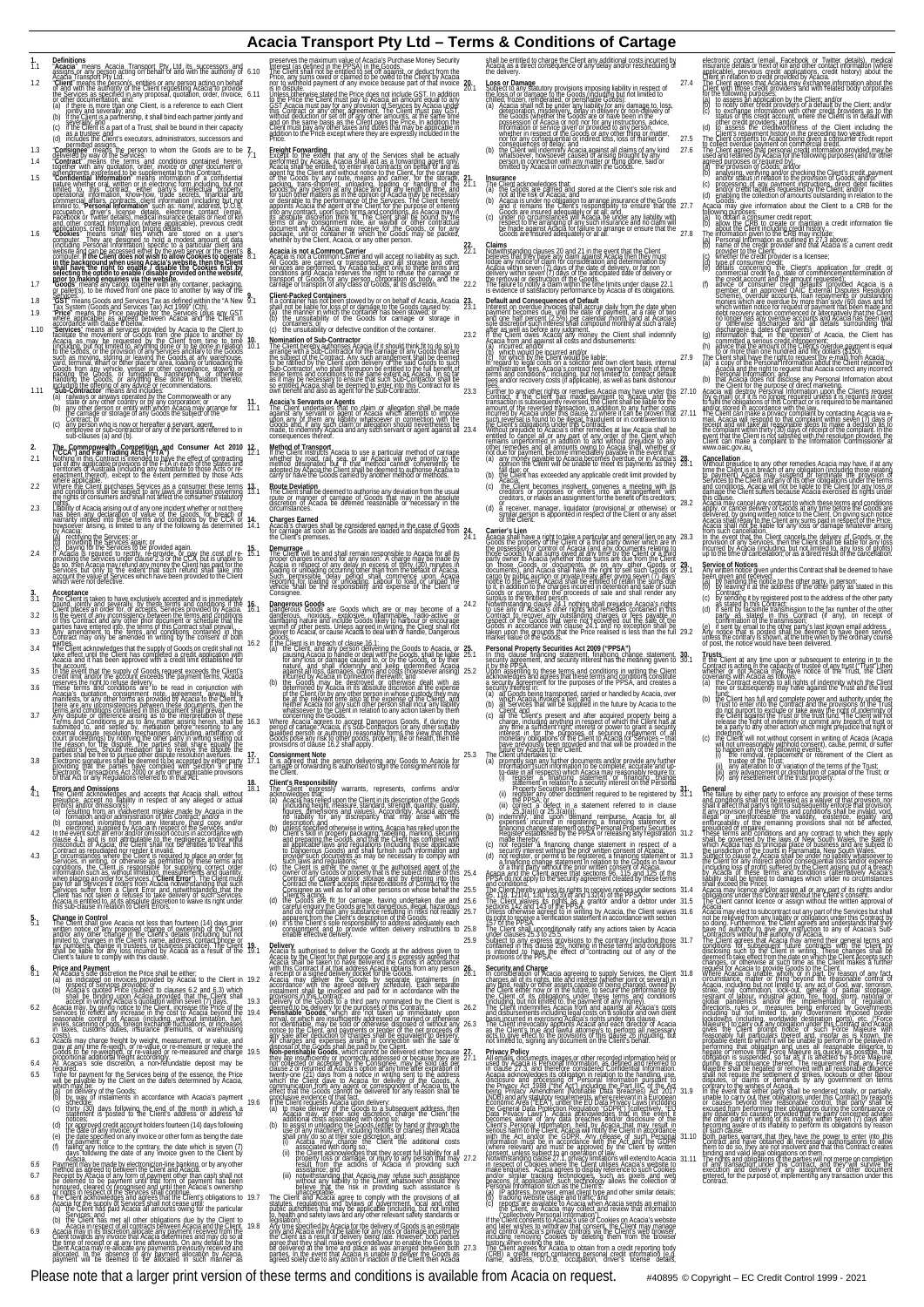# Acacia Transport Pty Ltd – Terms & Conditions of Cartage

**1. Definitions**

1.1 "**Acacia**" means Acacia Transport Pty Ltd its successors and assigns or any person acting on behalf of and with the authority of Acacia Transport Pty Ltd.

1.2 "**Client**" means the person/s, entities or any person acting on behalf of and with the authority of the Client requesting Acacia to provide the Services as specified in any proposal, quotation, order, invoice, or other documentation, and:
(a) if there is more than one Client, is a reference to each Client jointly and severally; and
(b) if the Client is a partnership, it shall bind each partner jointly and severally; and
(c) if the Client is a part of a Trust, shall be bound in their capacity as a trustee; and
(d) includes the Client's executors, administrators, successors and permitted assigns.

1.3 "**Consignee**" means the person to whom the Goods are to be delivered by way of the Services.

1.4 "**Contract**" means the terms and conditions contained herein, together with any quotation, order, invoice or other document or amendments expressed to be supplementary to this Contract.

1.5 "**Confidential Information**" means information of a confidential nature whether oral, written or in electronic form including, but not limited to, this Contract, either party's intellectual property, operational information, know-how, trade secrets, financial and commercial affairs, contracts, client information (including but not limited to, "**Personal Information**" such as: name, address, D.O.B, occupation, driver's license details, electronic contact (email, Facebook or Twitter details), medical insurance details or next of kin and other contact information (where applicable), previous credit applications, credit history) and pricing details.

1.6 "**Cookies**" means small files which are stored on a user's computer. They are designed to hold a modest amount of data (including Personal Information) specific to a particular client and website and can be accessed either by the web server or the client's computer. **If the Client does not wish to allow Cookies to operate in the background when using Acacia's website, then the Client shall have the right to enable / disable the Cookies first by selecting the option to enable / disable provided on the website, prior to making enquiries via the website.**

1.7 "**Goods**" means any cargo, together with any container, packaging, or pallet(s), to be moved from one place to another by way of the Services.

1.8 "**GST**" means Goods and Services Tax as defined within the "A New Tax System (Goods and Services Tax) Act 1999" (Cth).

1.9 "**Price**" means the Price payable (plus any GST where applicable) as agreed between Acacia and the Client in accordance with clause 6 below.

1.10 "**Services**" means all Services provided by Acacia to the Client to facilitate the movement of Goods from one place to another, and includes any services provided by Acacia as agent, all things to be done in relation to the Goods, or the provision of any services ancillary to the Goods such as moving, storing or leaving the Goods at any warehouse, yard, terminal, wharf or other place or area, loading or unloading the Goods from any vehicle, vessel or other conveyance, stowing or packing the Goods, fumigating, transhipping, or otherwise handling the Goods, or anything else done in relation thereto, including the offering of any advice or recommendations.

1.11 "**Sub-Contractor**" means and includes:
(a) railways or airways operated by the Commonwealth or any state of the Commonwealth or by any corporation; or
(b) any other person or entity with whom Acacia may arrange for the carriage or storage of any Goods the subject of this Contract; or
(c) any person who is now or hereafter a servant, agent, employee or sub-contractor of any of the persons referred to in sub-clauses (a) and (b).

**2. The Commonwealth Competition and Consumer Act 2010 ("CCA") and Fair Trading Acts ("FTA")**

2.1 Nothing in this Contract is intended to have the effect of contracting out of any applicable provisions of the CCA or the FTA in each of the States and Territories of Australia (including any substitute to those Acts or re-enactment thereof), except to the extent permitted by those Acts where applicable.

2.2 Where the Client purchases Services as a consumer these terms and conditions shall be subject to any laws or legislation governing the rights of consumers and shall not affect the consumers' statutory rights.

2.3 Liability of Acacia arising out of any one incident whether or not there has been any declaration of value of the Goods, for breach of warranty implied into these terms and conditions by the CCA or howsoever arising, is limited to any of the following as determined by Acacia:
(a) resupplying the Services; or
(b) providing the Services again; or
(c) paying the cost of having the Services to be provided again.

2.4 If Acacia is required to rectify, re-provide, or pay the cost of re-providing the Services under clause 2.3 or the CCA, but is unable to do so, then Acacia may refund any money the Client has paid for the Services but only to the extent that such refund shall take into account the value of Services which have been provided to the Client which were not defective.

**3. Acceptance**

3.1 The Client is taken to have exclusively accepted and is immediately bound, jointly and severally, by these terms and conditions if the Client places an order for, or accepts Services provided by Acacia.

3.2 In the event of any inconsistency between the terms and conditions of this Contract and any other prior document or schedule that the parties have entered into, the terms of this Contract shall prevail.

3.3 Any amendment to the terms and conditions contained in this Contract may only be amended in writing by the consent of both parties.

3.4 The Client acknowledges that the supply of Goods on credit shall not take effect until the Client has completed a credit application with Acacia and it has been approved with a credit limit established for the account.

3.5 In the event that the supply of Goods request exceeds the Client's credit limit and/or the account exceeds the payment terms, Acacia reserves the right to refuse delivery.

3.6 These terms and conditions are to be read in conjunction with Acacia's quotation, consignment note, agreement, airway bills, manifests, or any other forms as provided by Acacia to the Client. If there are any inconsistencies between those documents, then the terms and conditions contained in this document shall prevail.

3.7 Any dispute or difference arising as to the interpretation of these Terms and Conditions or as to any matter arising herein, shall be submitted to, and settled by, mediation before resorting to any external dispute resolution mechanisms (including arbitration or court proceedings) by notifying the other party in writing setting out the reason for the dispute.

3.8 Electronic signatures shall be deemed to be accepted by either party providing that the parties have complied with Section 9 of the Electronic Transactions Act 2000 or any other applicable provisions of that Act or any Regulations referred to in that Act.

**4. Errors and Omissions**

4.1 The Client acknowledges and accepts that Acacia shall, without prejudice, accept no liability in respect of any alleged or actual error(s) and/or omission(s):
(a) resulting from an inadvertent mistake made by Acacia in the formation and/or administration of this Contract; and/or
(b) contained in/omitted from any literature (hard copy and/or electronic) supplied by Acacia in respect of the Services.

4.2 In the event such an error and/or omission occurs in accordance with clause 4.1, and is not attributable to the negligence and/or wilful misconduct of Acacia; the Client shall not be entitled to treat this Contract as repudiated nor render it invalid.

4.3 In circumstances where the Client is required to place an order for Services, in writing, or otherwise as permitted by these terms and conditions, the Client is responsible for supplying correct order information such as, without limitation, measurements and quantity, when placing an order for Services ("**Client Error**"). The Client must pay for all Services it orders from Acacia notwithstanding that such Services suffer from a Client Error and notwithstanding that the Client has not taken or refuses to take delivery of such Services. Acacia is entitled to, at its discretion, rely on this sub-clause in relation to Client Errors.

**5. Change in Control**

5.1 The Client shall give Acacia not less than fourteen (14) days prior written notice of any proposed change of ownership of the Client and/or any other change in the Client's details (including but not limited to, changes in the Client's name, address, contact phone or fax number/s, change of trustees or business practice). The Client shall be liable for any loss incurred by Acacia as a result of the Client's failure to comply with this clause.

**6. Price and Payment**

6.1 At Acacia's sole discretion the Price shall be either:
(a) as indicated on invoices provided by Acacia to the Client in respect of Services provided; or
(b) Acacia's quoted Price (subject to clauses 6.2 and 6.3) which shall be binding upon Acacia provided that the Client shall accept in writing Acacia's quotation within seven (7) days.

6.2 Acacia may by giving notice to the Client increase the Price of the Services to reflect any increase in the cost to Acacia beyond Acacia's control.

6.3 Acacia may charge freight by weight, measurement, or value, and may at any time re-weigh, or re-value or re-measure or require the Goods to be re-weighed, re-valued or re-measured and charge proportional additional freight accordingly.

6.4 At Acacia's sole discretion, a non-refundable deposit may be required.

6.5 Time for payment for the Services being of the essence, the Price will be payable by the Client on the date/s determined by Acacia, which may be:
(a) on delivery of the Goods;
(b) by way of instalments/progress payments in accordance with Acacia's payment schedule;
(c) thirty (30) days following the end of the month in which a statement is posted to the Client's address or address for notices;
(d) for approved credit account holders fourteen (14) days following the date of any invoice; or
(e) the date specified on any invoice or other form as being the date for payment; or
(f) failing any notice to the contrary, the date which is seven (7) days following the date of any invoice given to the Client by Acacia.

6.6 Payment may be made by electronic/on-line banking, or by any other method as agreed to between the Client and Acacia.

6.7 Receipt by Acacia of any form of payment other than cash shall not be deemed to be payment until that form of payment has been honoured, cleared or recognised and until then Acacia's ownership of rights in respect of the Services shall continue.

6.8 The Client acknowledges and agrees that the Client's obligations to Acacia for the supply of Services shall not cease until:
(a) the Client has paid Acacia all amounts owing for the particular Services; and
(b) the Client has met all other obligations due by the Client to Acacia in respect of all contracts between Acacia and the Client.

6.9 Acacia may in its discretion allocate any payment received from the Client towards any invoice that Acacia determines and may do so at the time of receipt or at any time afterwards. On any default by the Client Acacia may re-allocate any payments previously received and allocated. In the absence of any payment allocation by Acacia, payment will be deemed to be allocated in such manner as preserves the maximum value of Acacia's Purchase Money Security Interest (as defined in the PPSA) in the Goods.

6.10 The Client shall not be entitled to set off against, or deduct from the Price, any sums owed or claimed to be owed to the Client by Acacia nor to withhold payment of any invoice because part of that invoice is in dispute.

6.11 Unless otherwise stated the Price does not include GST. In addition to the Price the Client must pay to Acacia an amount equal to any GST Acacia must pay for any provision of Services by Acacia under this Contract or any other agreement. The Client must pay GST, without deduction or set off of any other amounts, at the same time and on the same basis as the Client pays the Price. In addition the Client must pay any other taxes and duties that may be applicable in addition to the Price except where they are expressly included in the Price.

**7. Freight Forwarding**

7.1 Except to the extent that any of the Services shall be actually performed by Acacia, Acacia shall act as a forwarding agent only. Acacia shall be entitled to enter into contracts on behalf of and as agent for the Client and without notice to the Client, for the carriage of the Goods by any route, means and carrier, for the storage, packing, trans-shipment, unloading, loading or handling of the Goods by any person at any place and for any length of time, and for such other purposes that Acacia considers reasonably necessary or desirable to the performance of the Services. The Client hereby appoints Acacia the agent of the Client for the purpose of entering into any contract, upon such terms and conditions as Acacia may in its absolute discretion think fit, the Client shall be bound by the terms of any consignment note, air waybill or other contractual document which Acacia may receive, for the Goods, or for any package, unit or container in which the Goods may be packed, whether by the Client, Acacia, or any other person.

**8. Acacia is not a Common Carrier**

8.1 Acacia is not a Common Carrier and will accept no liability as such. All Goods are carried or transported, and all storage and other services are performed, by Acacia subject only to these terms and conditions and Acacia reserves the right to refuse the carriage or transport of Goods for any person, corporation or body, and the carriage or transport of any class of Goods, at its discretion.

**9. Client-Packed Containers**

9.1 If a container has not been stowed by or on behalf of Acacia, Acacia shall not be liable for loss of or damage to the Goods caused by:
(a) the manner in which the container has been stowed; or
(b) the unsuitability of the Goods for carriage or storage in containers; or
(c) the unsuitability or defective condition of the container.

**10. Nomination of Sub-Contractor**

10.1 The Client hereby authorises Acacia (if it should think fit to do so) to arrange with a Sub-Contractor for the carriage of any Goods that are the subject of this Contract. Any such arrangement shall be deemed to be ratified by the Client upon delivery of the said Goods to such Sub-Contractor, who shall thereupon be entitled to the full benefit of these terms and conditions to the same extent as Acacia, in so far as it may be necessary to ensure that such Sub-Contractor shall be so entitled Acacia shall be deemed to enter into this Contract for its own benefit and also as agent for the Sub-Contractor.

**11. Acacia's Servants or Agents**

11.1 The Client undertakes that no claim or allegation shall be made against any servant or agent of Acacia which attempts to impose upon any of them any liability whatsoever in connection with the Goods and, if any such claim or allegation should nevertheless be made, to indemnify Acacia against all consequences thereof.

**12. Method of Transport**

12.1 If the Client instructs Acacia to use a particular method of carriage whether by road, rail, sea or air Acacia will give priority to the method designated but if that method cannot conveniently be adopted by Acacia the Client shall be deemed to authorise Acacia to carry or have the Goods carried by another method or methods.

**13. Route Deviation**

13.1 The Client shall be deemed to authorise any deviation from the usual route or manner of carriage of Goods that may in the absolute discretion of Acacia be deemed reasonable or necessary in the circumstances.

**14. Charges Earned**

14.1 Acacia's charges shall be considered earned in the case of Goods for carriage as soon as the Goods are loaded and dispatched from the Client's premises.

**15. Demurrage**

15.1 The Client will be and shall remain responsible to Acacia for all its proper charges incurred for any reason. A charge may be made by Acacia in respect of any delay in excess of thirty (30) minutes in loading or unloading occurring other than from the default of Acacia. Such "permissible delay period" shall commence upon Acacia reporting for loading or unloading. Labour to load or unload the vehicle shall be the responsibility and expense of the Client or Consignee.

**16. Dangerous Goods**

16.1 Dangerous Goods are Goods which are or may become of a dangerous, noxious, explosive, inflammable, radio-active or damaging nature and which are liable to harbour or encourage vermin or other pests. Unless agreed in writing, the Client shall not deliver to Acacia, or cause Acacia to deal with or handle, Dangerous Goods.

16.2 If the Client is in breach of clause 16.1:
(a) the Client, and any person delivering the Goods to Acacia, or causing Acacia to handle or deal with the Goods, shall be liable for any loss or damage caused to, or by the Goods, or by their nature and shall indemnify and keep indemnified Acacia against all fines, losses, claims and costs (howsoever arising) incurred by Acacia in connection therewith; and
(b) the Goods may, at any time, be destroyed or otherwise dealt with as determined by Acacia in its absolute discretion at the expense of the Client (or by any other person on whose custody they may be at the relevant time also at the expense of the Client), and neither Acacia nor any other party shall incur any liability whatsoever to the Client in relation to any action taken by them concerning the Goods.

16.3 Where Acacia agrees to accept Dangerous Goods, if during the period of carriage Acacia, if a Sub-Contractor or any other suitably qualified person or authority reasonably forms the view that those Goods pose any risk to other goods, property, life or health, then the provisions of clause 16.2 shall apply.

**17. Consignment Note**

17.1 It is agreed that the person delivering any Goods to Acacia for carriage or forwarding is authorised to sign the consignment note for the Client.

**18. Client's Responsibility**

18.1 The Client expressly warrants, represents, confirms and/or acknowledges that:
(a) Acacia has relied upon the Client in its description of the Goods (including height, measure, standard, strength, quantity, quality, nature, dimensions or weight), accordingly Acacia accepts no liability for any discrepancy that may arise with the description of the Goods;
(b) unless specified otherwise in writing, Acacia has relied upon the Client's skill in properly packaging, labelling, marking, securing and preparing the Goods and that the Client has complied with all applicable laws and regulations (including those applicable to Dangerous Goods) and that the Client shall furnish information and provide such documents as may be necessary to comply with such laws and regulations;
(c) the Client is either the owner or the authorised agent of the owner of any Goods or property that is the subject matter of this Contract of carriage and/or storage and by entering into this Contract the Client accepts these conditions of Contract for the Client and for all other persons on whose behalf the Client is acting;
(d) the Goods are fit for carriage, having undertaken due and careful enquiry the Goods are not dangerous, illegal or hazardous;
(e) it is the Client's sole responsibility to address adequately each consignment and to provide written delivery instructions to enable effective delivery.

**19. Delivery**

19.1 Acacia is authorised to deliver the Goods at the address given to Acacia by the Client for that purpose and it is expressly agreed that Acacia shall be taken to have delivered the Goods in accordance with this Contract if at that address Acacia obtains from any person a receipt or a signed delivery docket for the Goods.

19.2 Acacia may deliver the Goods by separate instalments (in accordance with the agreed delivery schedule). Each separate instalment shall be invoiced and paid for in accordance with the provisions in this Contract.

19.3 Delivery of the Goods to a third party nominated by the Client is deemed to be delivery to the Client for the purposes of this Contract.

19.4 **Perishable Goods** which are not taken up immediately upon arrival or which are insufficiently addressed or marked or otherwise not identifiable may be sold or otherwise disposed of without any notice to the Client or the owner, and payment or tender of the net proceeds of any sale after deduction of charges shall be equivalent to delivery. All charges and expenses arising in connection with the sale or disposal of the Goods shall be paid by the Client.

19.5 **Non-perishable Goods** which cannot be delivered either because they are insufficiently or incorrectly addressed or because they are not collected or accepted by the Consignee, may be sold or returned at Acacia's option at any time after the expiration of twenty-one (21) days from a notice in writing sent to the address which the Client gave to Acacia for delivery of the Goods. A communication from any agent or correspondent of Acacia to the effect that the Goods cannot be delivered for any reason shall be conclusive evidence of that fact.

19.6 If the Client requests Acacia upon delivery:
(a) to make delivery of the Goods to a subsequent address, then Acacia may at their sole discretion, charge the Client the additional costs associated with doing so;
(b) to assist in unloading the Goods (either by hand or through the use of any machinery, including forklifts or cranes) then Acacia shall only do so at their sole discretion, and:
(i) Acacia may charge the Client the additional costs associated with doing so;
(ii) the Client acknowledges that they accept liability for all property loss or damage, or injury to any person that may result from the actions of Acacia in providing such assistance; and
(iii) notwithstanding that Acacia may refuse such assistance without any liability to the Client whatsoever should they believe that the risk in providing such assistance is unacceptable.

19.7 The Client and Acacia agree to comply with the provisions of all statutes, regulations and bylaws of government, local and other public authorities that may be applicable (including, but not limited to, health and safety laws and any other relevant safety standards or legislation).

19.8 Any time specified by Acacia for delivery of Goods is an estimate only and Acacia will not be liable for any loss or damage incurred by the Client as a result of delivery being late. However both parties agree that they shall make every endeavour to enable the Goods to be delivered at the time and place as was arranged between both parties. In the event that Acacia is unable to supply the Goods as agreed solely due to any action or inaction of the Client then Acacia shall be entitled to charge the Client any additional costs incurred by Acacia as a direct consequence of any delay and/or rescheduling of the delivery.

**20. Loss or Damage**

20.1 Subject to any statutory provisions imposing liability in respect of the loss of or damage to the Goods (including but not limited to chilled, frozen, refrigerated, or perishable Goods):
(a) Acacia shall not be under any liability for any damage to, loss, deterioration, misdelivery, delay in delivery or non-delivery of the Goods (whether the Goods are or have been in the possession of Acacia or not) nor for any instructions, advice, information or service given or provided to any person, whether or not in respect of the Goods or any other thing or matter, nor for any consequential or indirect loss, loss of market or consequences of delay; and
(b) the Client will indemnify Acacia against all claims of any kind whatsoever, however caused or arising brought by any person in connection with any matter or thing done, said or omitted by Acacia in connection with the Goods.

**21. Insurance**

21.1 The Client acknowledges that:
(a) the Goods are carried and stored at the Client's sole risk and not at the risk of Acacia;
(b) Acacia is under no obligation to arrange insurance of the Goods and it remains the Client's responsibility to ensure that the Goods are insured adequately or at all; and
(c) under no circumstances will Acacia be under any liability with respect to the arranging of any such insurance and no claim will be made against Acacia for failure to arrange or ensure that the Goods are insured adequately or at all.

**22. Claims**

22.1 Notwithstanding clauses 20 and 21 in the event that the Client believes that they have any claim against Acacia then they must lodge any notice of claim for consideration and determination by Acacia within seven (7) days of the date of delivery or the intended delivery or the removal or destruction of the Goods.

22.2 The failure to notify a claim within the time limits under clause 22.1 is evidence of satisfactory performance by Acacia of its obligations.

**23. Default and Consequences of Default**

23.1 Interest on overdue invoices shall accrue daily from the date when payment becomes due, until the date of payment, at a rate of two and one half percent (2.5%) per calendar month (and at Acacia's sole discretion such interest shall compound monthly at such a rate) after as well as before any judgment.

23.2 If the Client owes Acacia any money the Client shall indemnify Acacia from and against all costs and disbursements:
(a) incurred; and/or
(b) which would be incurred; and/or
(c) for which by the Client would be liable;
in regard to legal costs on a solicitor and own client basis, internal administration fees, Acacia's contract fees owing for breach of these terms and conditions (including, but not limited to, contract default fees and/or recovery costs (if applicable), as well as bank dishonour fees.

23.3 Further to any other rights or remedies Acacia may have under this Contract, if the Client has made payment to Acacia, and the transaction is subsequently reversed, the Client shall be liable for the amount of the reversed transaction, in addition to any further costs incurred by Acacia under this clause 23 where it can be proven that such reversal is found to be illegal, fraudulent or in contravention to the Client's obligations under this Contract.

23.4 Without prejudice to Acacia's other remedies at law Acacia shall be entitled to cancel all or any part of any order of the Client which remains unfulfilled and all amounts owing to Acacia shall, whether or not due for payment, become immediately payable in the event that:
(a) any money payable to Acacia becomes overdue, or in Acacia's opinion the Client will be unable to meet its payments as they fall due; or
(b) the Client has exceeded any applicable credit limit provided by Acacia;
(c) the Client becomes insolvent, convenes a meeting with its creditors or proposes or enters into an arrangement with creditors, or makes an assignment for the benefit of its creditors; or
(d) a receiver, manager, liquidator (provisional or otherwise) or similar person is appointed in respect of the Client or any asset of the Client.

**24. Carrier's Lien**

24.1 Acacia shall have a right to take a particular and general lien on any Goods the property of the Client or a third party owner which are in the possession or control of Acacia (and any documents relating to those Goods) for all sums owed at any time by the Client or a third party owner to Acacia and shall have the right to sell such Goods (or documents) by public auction or private treaty after giving seven (7) days' notice to the Client. Acacia shall be entitled to retain the sums due to it in relation to the charges incurred in detention and sale of such Goods or cargo, from the proceeds of sale and render any surplus to the entitled person.

24.2 Notwithstanding clause 24.1 nothing shall prejudice Acacia's rights to use all or any of Acacia's other rights and remedies contained in this Contract to recover any outstanding charges or fees payable in respect of the Goods that were not recovered by the sale of the Goods in accordance with clause 24.1 and no exception shall be taken upon the grounds that the Price realised is less than the full market value of the Goods.

**25. Personal Property Securities Act 2009 ("PPSA")**

25.1 In this clause financing statement, financing change statement, security agreement, and security interest has the meaning given to it by the PPSA.

25.2 Upon assenting to these terms and conditions in writing the Client acknowledges and agrees that these terms and conditions constitute a security agreement for the purposes of the PPSA and creates a security interest in:
(a) all Goods being transported, carried or handled by Acacia, over which Acacia invokes a lien; and
(b) all Services that will be supplied in the future by Acacia to the Client; and
(c) all the Client's present and after acquired property being a charge, including anything in respect of which the Client has at any time a sufficient interest or the power to grant a security interest in for the purposes of securing repayment of all monetary obligations of the Client to Acacia for Services – that have previously been provided and that will be provided in the future by Acacia to the Client.

25.3 The Client undertakes to:
(a) promptly sign any further documents and/or provide any further information (such information to be complete, accurate and up-to-date in all respects) which Acacia may reasonably require to;
(i) register a financing statement or financing change statement in relation to a security interest on the Personal Property Securities Register;
(ii) register any other document required to be registered by the PPSA; or
(iii) correct a defect in a statement referred to in clause 25.3(a)(i) or 25.3(a)(ii);
(b) indemnify, and upon demand reimburse, Acacia for all expenses incurred in registering a financing statement or financing change statement on the Personal Property Securities Register established by the PPSA or releasing any Goods charged thereby;
(c) not register a financing change statement in respect of a security interest without the prior written consent of Acacia;
(d) not register, or permit to be registered, a financing statement or a financing change statement in relation to the Goods in favour of a third party without the prior written consent of Acacia.

25.4 Acacia and the Client agree that sections 96, 115 and 125 of the PPSA do not apply to the security agreement created by these terms and conditions.

25.5 The Client hereby waives its rights to receive notices under sections 95, 118, 121(4), 130, 132(3)(d) and 132(4) of the PPSA.

25.6 The Client waives its rights as a grantor and/or a debtor under sections 142 and 143 of the PPSA.

25.7 Unless otherwise agreed to in writing by Acacia, the Client waives its right to receive a verification statement in accordance with section 157 of the PPSA.

25.8 The Client must unconditionally ratify any actions taken by Acacia under clauses 25.3 to 25.5.

25.9 Subject to any express provisions to the contrary (including those contained in this clause 25), nothing in these terms and conditions is intended to have the effect of contracting out of any of the provisions of the PPSA.

**26. Security and Charge**

26.1 In consideration of Acacia agreeing to supply Services, the Client charges all of its rights, title and interest (whether joint or several) in any land, realty or other assets capable of being charged, owned by the Client either now or in the future, to secure the performance by the Client of its obligations under these terms and conditions (including, but not limited to, the payment of any money).

26.2 The Client indemnifies Acacia from and against all Acacia's costs and disbursements including legal costs on a solicitor and own client basis incurred in exercising Acacia's rights under this clause.

26.3 The Client irrevocably appoints Acacia and each director of Acacia as the Client's true and lawful attorney/s to perform all necessary acts to give effect to the provisions of this clause 26 including, but not limited to, signing any document on the Client's behalf.

**27. Privacy Policy**

27.1 All emails, documents, images or other recorded information held or used by Acacia is Personal Information, as defined and referred to in clause 27.3, and therefore considered Confidential Information. Acacia acknowledges its obligation in relation to the handling, use, disclosure and processing of Personal Information pursuant to the Privacy Act 1988 ("the Act") including the Part IIIC of the Act being Privacy Amendment (Notifiable Data Breaches) Act 2017 (NDB) and any statutory requirements, where relevant in a European Economic Area ("EEA"), under the EU Data Privacy Laws (including the General Data Protection Regulation "GDPR") (collectively, "EU Data Privacy Laws"). Acacia acknowledges that in the event it becomes aware of any data breaches and/or disclosure of the Client's Personal Information, held by Acacia that may result in serious harm to the Client, Acacia will notify the Client in accordance with the Act and/or the GDPR. Any release of such Personal Information must be in accordance with the Act and the GDPR (where relevant) and must be approved by the Client by written consent, unless subject to an operation of law.

27.2 Notwithstanding clause 27.1, privacy limitations will extend to Acacia in respect of Cookies where the Client utilises Acacia's website to make enquiries. Acacia agrees to display reference to such Cookies and/or similar tracking technologies, such as pixels and web beacons (if applicable), such technology allows the collection of Personal Information such as the Client's:
(a) IP address, browser, email client type and other similar details;
(b) tracking website usage and traffic; and
(c) reports are available to Acacia when Acacia sends an email to the Client, so Acacia may collect and review that information ("collectively Personal Information")
If the Client consents to Acacia's use of Cookies on Acacia's website and later wishes to withdraw that consent, the Client may manage and control Acacia's privacy controls via the Client's web browser, including removing Cookies by deleting them from the browser history when exiting the site.

27.3 The Client agrees for Acacia to obtain from a credit reporting body (CRB) a credit report containing personal credit information (e.g. name, address, D.O.B, occupation, driver's license details, electronic contact (email, Facebook or Twitter details), medical insurance details or next of kin and other contact information (where applicable), previous credit applications, credit history) about the Client in relation to credit provided by Acacia.

27.4 The Client agrees that Acacia may exchange information about the Client with those credit providers and with related body corporates for the following purposes:
(a) to assess an application by the Client; and/or
(b) to notify other credit providers of a default by the Client; and/or
(c) to exchange information with other credit providers as to the status of this credit account, where the Client is in default with other credit providers; and/or
(d) to assess the creditworthiness of the Client including the Client's repayment history in the preceding two (2) years.

27.5 The Client consents to Acacia being given a consumer credit report to collect overdue payment on commercial credit.

27.6 The Client agrees that personal credit information provided may be used and retained by Acacia for the following purposes (and for other agreed purposes or required by):
(a) the provision of Services; and/or
(b) analysing, verifying and/or checking the Client's credit, payment and/or status in relation to the provision of Services; and/or
(c) processing of any payment instructions, direct debit facilities and/or credit facilities requested by the Client; and/or
(d) enabling the collection of amounts outstanding in relation to the Services.

27.7 Acacia may give information about the Client to a CRB for the following purposes:
(a) to obtain a consumer credit report;
(b) allow the CRB to create or maintain a credit information file about the Client including credit history.

27.8 The information given to the CRB may include:
(a) Personal Information as outlined in 27.3 above;
(b) name of the credit provider and that Acacia is a current credit provider to the Client;
(c) whether the credit provider is a licensee;
(d) type of consumer credit;
(e) details concerning the Client's application for credit or commercial credit (e.g. date of commencement/termination of the credit account and the amount requested);
(f) advice of consumer credit defaults (provided Acacia is a member of an approved OAIC External Disputes Resolution Scheme), overdue accounts, loan repayments or outstanding monies which are overdue by more than sixty (60) days and for which written notice for request of payment has been made and debt recovery action commenced or alternatively that the Client no longer has any overdue accounts and Acacia has been paid or otherwise discharged and all details surrounding that discharge (e.g. dates of payments);
(g) information that, in the opinion of Acacia, the Client has committed a serious credit infringement;
(h) advice that the amount of the Client's overdue payment is equal to or more than one hundred and fifty dollars ($150).

27.9 The Client shall have the right to request (by e-mail) from Acacia:
(a) a copy of the Personal Information about the Client retained by Acacia and the right to request that Acacia correct any incorrect Personal Information; and
(b) that Acacia does not disclose any Personal Information about the Client for the purpose of direct marketing.

27.10 Acacia will destroy Personal Information upon the Client's request (by e-mail) or if it is no longer required unless it is required in order to fulfil the obligations of this Contract or is required to be maintained and/or stored in accordance with the law.

27.11 The Client can make a privacy complaint by contacting Acacia via e-mail. Acacia will respond to that complaint within seven (7) days of receipt and will take all reasonable steps to make a decision as to the complaint within thirty (30) days of receipt of the complaint. In the event that the Client is not satisfied with the resolution provided, the Client can make a complaint to the Information Commissioner at www.oaic.gov.au.

**28. Cancellation**

28.1 Without prejudice to any other remedies Acacia may have, if at any time the Client is in breach of any obligation (including those relating to payment) Acacia may suspend or terminate the provision of Services to the Client and any of its other obligations under the terms and conditions. Acacia will not be liable to the Client for any loss or damage the Client suffers because Acacia exercised its rights under this clause.

28.2 Acacia may cancel any contract to which these terms and conditions apply or cancel delivery of Goods at any time before the Goods are delivered by giving written notice to the Client. On giving such notice Acacia shall repay to the Client any sums paid in respect of the Price. Acacia shall not be liable for any loss or damage whatever arising from such cancellation.

28.3 In the event that the Client cancels the delivery of Goods or the provision of any Services, the Client shall be liable for any loss incurred by Acacia (including, but not limited to, any loss of profits) up to the time of cancellation; or as a direct result of the cancellation.

**29. Service of Notices**

29.1 Any written notice given under this Contract shall be deemed to have been given and received:
(a) by handing the notice to the other party, in person;
(b) by leaving it at the address of the other party as stated in this Contract;
(c) by sending it by registered post to the address of the other party as stated in this Contract;
(d) if sent by facsimile transmission to the fax number of the other party as stated in this Contract (if any), on receipt of confirmation of the transmission;
(e) if sent by email to the other party's last known email address.

29.2 Any notice that is posted shall be deemed to have been served, unless the contrary is shown, at the time when by the ordinary course of post, the notice would have been delivered.

**30. Trusts**

30.1 If the Client at any time upon or subsequent to entering in to the Contract is acting in the capacity of trustee of any trust ("Trust") then whether or not Acacia may have notice of the Trust, the Client covenants with Acacia as follows:
(a) the Contract extends to all rights of indemnity which the Client now or subsequently may have against the Trust and the trust fund;
(b) the Client has full and complete power and authority under the Trust to enter into the Contract and the provisions of the Trust do not purport to exclude or take away the right of indemnity of the Client against the Trust or the trust fund. The Client will not release the right of indemnity or commit any breach of trust or be a party to any other action which might prejudice that right of indemnity;
(c) the Client will not without consent in writing of Acacia (Acacia will not unreasonably withhold consent), cause, permit, or suffer to happen any of the following events:
(i) the removal, replacement or retirement of the Client as trustee of the Trust;
(ii) any alteration to or variation of the terms of the Trust;
(iii) any advancement or distribution of capital of the Trust; or
(iv) any resettlement of the trust property.

**31. General**

31.1 The failure by either party to enforce any provision of these terms and conditions shall not be treated as a waiver of that provision, nor shall it affect that party's right to subsequently enforce that provision. If any provision of these terms and conditions shall be invalid, void, illegal or unenforceable the validity, existence, legality and enforceability of the remaining provisions shall not be affected, prejudiced or impaired.

31.2 These terms and conditions and any contract to which they apply shall be governed by the laws of New South Wales, the State in which Acacia has its principal place of business and are subject to the jurisdiction of the courts in New South Wales.

31.3 Subject to clause 2, Acacia shall be under no liability whatsoever to the Client for any indirect and/or consequential loss and/or expense (including loss of profit) suffered by the Client arising out of a breach by Acacia of these terms and conditions (alternatively Acacia's liability shall be limited to damages which under no circumstances shall exceed the Price).

31.4 Acacia may licence and/or assign all or any part of its rights and/or obligations under this Contract without the Client's consent.

31.5 The Client cannot licence or assign without the written approval of Acacia.

31.6 Acacia may elect to subcontract out any part of the Services but shall not be relieved from any liability or obligation under this Contract by so doing. Furthermore, the Client agrees and understands that they have no authority to give any instruction to any of Acacia's sub-contractors without the authority of Acacia.

31.7 The Client agrees that Acacia may amend their general terms and conditions for subsequent future contracts with the Client by disclosing such to the Client in writing. These changes shall be deemed to take effect from the date on which the Client accepts such changes, or otherwise at such time as the Client makes a further request for Acacia to provide Goods to the Client.

31.8 Where Acacia is unable, wholly or in part, by reason of any fact, circumstance, matter or thing beyond the reasonable control of Acacia, including but not limited to any act of war, terrorism, strike, civil commotion, lock-out, general or partial stoppage, restraint of labour, fire, flood, storm, natural or global pandemics and/or the implementation of regulations, directions, rules or measures being enforced by Governments including but not limited to, any Government imposed border lockdowns etc. ("Force Majeure") to carry out its obligations under this Contract Acacia shall give the Client prompt notice of such Force Majeure with reasonably full particulars thereof and, insofar as known, the probable extent to which it will be unable to perform or be delayed in performing that obligation and uses all reasonable diligence to remove that Force Majeure as quickly as possible, that obligation is suspended, so far as it is affected by Force Majeure, during the continuance of that Force Majeure. The requirement that any Force Majeure shall be remedied with all reasonable diligence shall not require the settlement of strikes, lockouts or other labour disputes, or claims or demands by any Government on terms contrary to the wishes of Acacia.

31.9 In the event that either party shall be rendered totally, or partially unable to carry out their obligations under this Contract by reason of causes beyond their reasonable control, that party shall be excused from performing their obligations during the continuance of any disability so caused, provided that the party concerned advises the other party in writing of its inability within seven (7) days after becoming aware of its inability to perform its obligations by reason thereof.

31.10 Both parties warrant that they have the power to enter into this Contract and have obtained all necessary authorisations to allow them to do so, they are not insolvent and that this Contract creates binding and valid legal obligations on them.

31.11 The rights and obligations of the parties will not merge on completion of any transaction under this Contract, and they will survive the execution and delivery of any assignment or other document entered into, for the purpose of, implementing any transaction under this Contract.

Please note that a larger print version of these terms and conditions is available from Acacia on request.

#40895 © Copyright – EC Credit Control 1999 - 2022